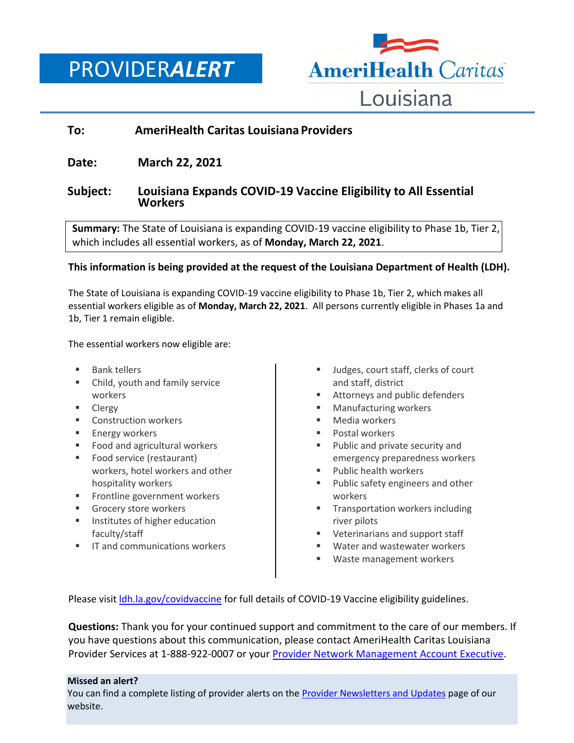# PROVIDER*ALERT*

AmeriHealth Caritas Louisiana

**To:** AmeriHealth Caritas Louisiana Providers

**Date:** March 22, 2021

**Subject:** Louisiana Expands COVID-19 Vaccine Eligibility to All Essential Workers

**Summary:** The State of Louisiana is expanding COVID-19 vaccine eligibility to Phase 1b, Tier 2, which includes all essential workers, as of **Monday, March 22, 2021**.

**This information is being provided at the request of the Louisiana Department of Health (LDH).**

The State of Louisiana is expanding COVID-19 vaccine eligibility to Phase 1b, Tier 2, which makes all essential workers eligible as of **Monday, March 22, 2021**. All persons currently eligible in Phases 1a and 1b, Tier 1 remain eligible.

The essential workers now eligible are:

- Bank tellers
- Child, youth and family service workers
- Clergy
- Construction workers
- Energy workers
- Food and agricultural workers
- Food service (restaurant) workers, hotel workers and other hospitality workers
- Frontline government workers
- Grocery store workers
- Institutes of higher education faculty/staff
- IT and communications workers
- Judges, court staff, clerks of court and staff, district
- Attorneys and public defenders
- Manufacturing workers
- Media workers
- Postal workers
- Public and private security and emergency preparedness workers
- Public health workers
- Public safety engineers and other workers
- Transportation workers including river pilots
- Veterinarians and support staff
- Water and wastewater workers
- Waste management workers

Please visit [ldh.la.gov/covidvaccine](ldh.la.gov/covidvaccine) for full details of COVID-19 Vaccine eligibility guidelines.

**Questions:** Thank you for your continued support and commitment to the care of our members. If you have questions about this communication, please contact AmeriHealth Caritas Louisiana Provider Services at 1-888-922-0007 or your Provider Network Management Account Executive.

**Missed an alert?**
You can find a complete listing of provider alerts on the Provider Newsletters and Updates page of our website.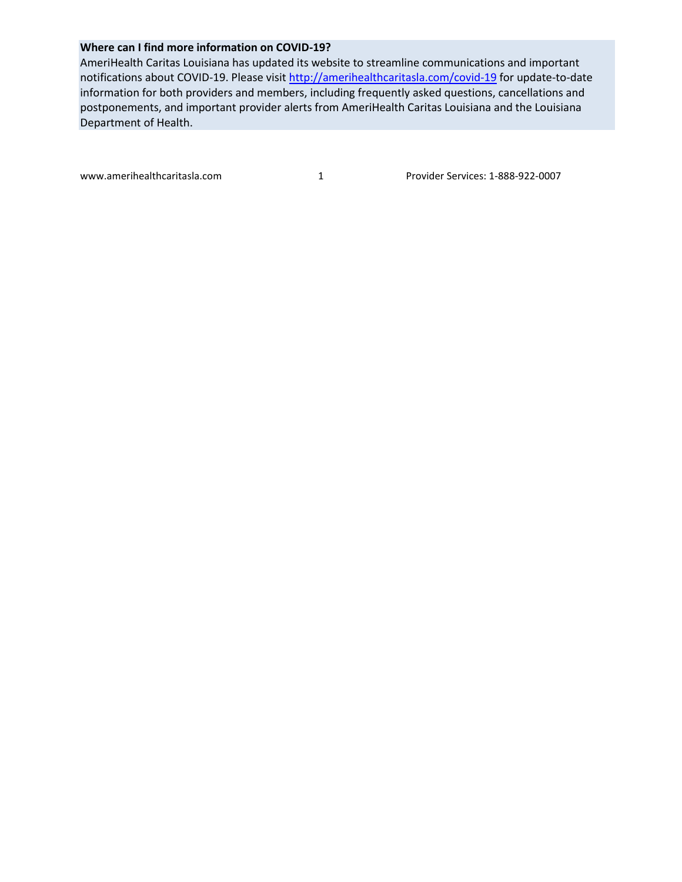**Where can I find more information on COVID-19?**

AmeriHealth Caritas Louisiana has updated its website to streamline communications and important notifications about COVID-19. Please visit http://amerihealthcaritasla.com/covid-19 for update-to-date information for both providers and members, including frequently asked questions, cancellations and postponements, and important provider alerts from AmeriHealth Caritas Louisiana and the Louisiana Department of Health.